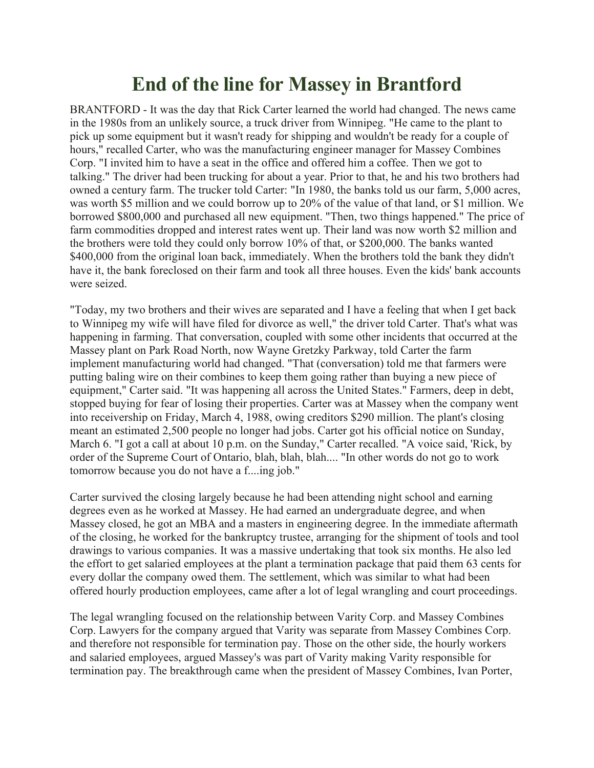# End of the line for Massey in Brantford

BRANTFORD - It was the day that Rick Carter learned the world had changed. The news came in the 1980s from an unlikely source, a truck driver from Winnipeg. "He came to the plant to pick up some equipment but it wasn't ready for shipping and wouldn't be ready for a couple of hours," recalled Carter, who was the manufacturing engineer manager for Massey Combines Corp. "I invited him to have a seat in the office and offered him a coffee. Then we got to talking." The driver had been trucking for about a year. Prior to that, he and his two brothers had owned a century farm. The trucker told Carter: "In 1980, the banks told us our farm, 5,000 acres, was worth $5 million and we could borrow up to 20% of the value of that land, or $1 million. We borrowed $800,000 and purchased all new equipment. "Then, two things happened." The price of farm commodities dropped and interest rates went up. Their land was now worth $2 million and the brothers were told they could only borrow 10% of that, or $200,000. The banks wanted $400,000 from the original loan back, immediately. When the brothers told the bank they didn't have it, the bank foreclosed on their farm and took all three houses. Even the kids' bank accounts were seized.

"Today, my two brothers and their wives are separated and I have a feeling that when I get back to Winnipeg my wife will have filed for divorce as well," the driver told Carter. That's what was happening in farming. That conversation, coupled with some other incidents that occurred at the Massey plant on Park Road North, now Wayne Gretzky Parkway, told Carter the farm implement manufacturing world had changed. "That (conversation) told me that farmers were putting baling wire on their combines to keep them going rather than buying a new piece of equipment," Carter said. "It was happening all across the United States." Farmers, deep in debt, stopped buying for fear of losing their properties. Carter was at Massey when the company went into receivership on Friday, March 4, 1988, owing creditors $290 million. The plant's closing meant an estimated 2,500 people no longer had jobs. Carter got his official notice on Sunday, March 6. "I got a call at about 10 p.m. on the Sunday," Carter recalled. "A voice said, 'Rick, by order of the Supreme Court of Ontario, blah, blah, blah.... "In other words do not go to work tomorrow because you do not have a f....ing job."

Carter survived the closing largely because he had been attending night school and earning degrees even as he worked at Massey. He had earned an undergraduate degree, and when Massey closed, he got an MBA and a masters in engineering degree. In the immediate aftermath of the closing, he worked for the bankruptcy trustee, arranging for the shipment of tools and tool drawings to various companies. It was a massive undertaking that took six months. He also led the effort to get salaried employees at the plant a termination package that paid them 63 cents for every dollar the company owed them. The settlement, which was similar to what had been offered hourly production employees, came after a lot of legal wrangling and court proceedings.

The legal wrangling focused on the relationship between Varity Corp. and Massey Combines Corp. Lawyers for the company argued that Varity was separate from Massey Combines Corp. and therefore not responsible for termination pay. Those on the other side, the hourly workers and salaried employees, argued Massey's was part of Varity making Varity responsible for termination pay. The breakthrough came when the president of Massey Combines, Ivan Porter,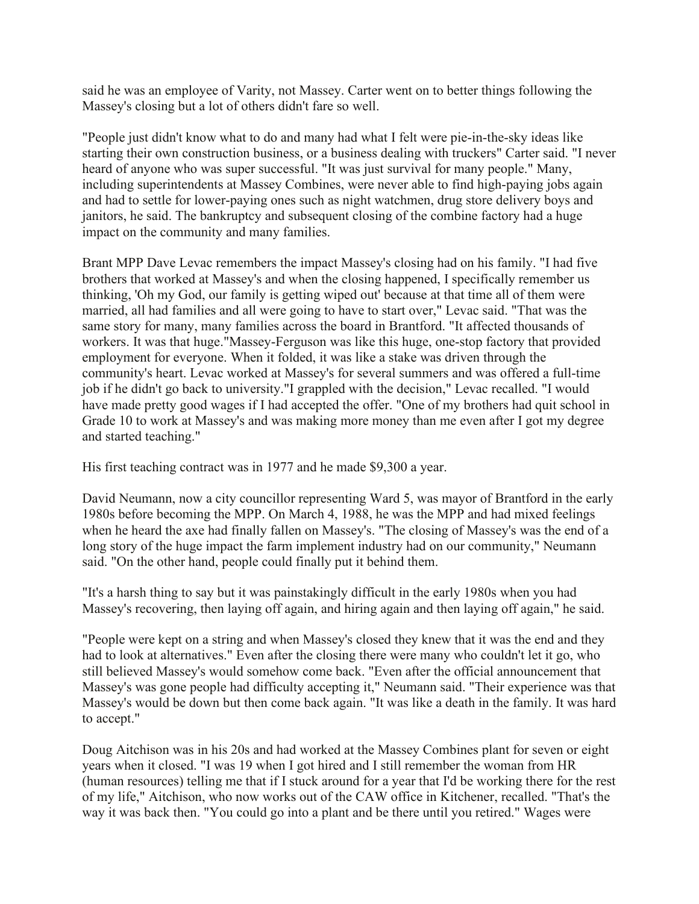said he was an employee of Varity, not Massey. Carter went on to better things following the Massey's closing but a lot of others didn't fare so well.

"People just didn't know what to do and many had what I felt were pie-in-the-sky ideas like starting their own construction business, or a business dealing with truckers" Carter said. "I never heard of anyone who was super successful. "It was just survival for many people." Many, including superintendents at Massey Combines, were never able to find high-paying jobs again and had to settle for lower-paying ones such as night watchmen, drug store delivery boys and janitors, he said. The bankruptcy and subsequent closing of the combine factory had a huge impact on the community and many families.

Brant MPP Dave Levac remembers the impact Massey's closing had on his family. "I had five brothers that worked at Massey's and when the closing happened, I specifically remember us thinking, 'Oh my God, our family is getting wiped out' because at that time all of them were married, all had families and all were going to have to start over," Levac said. "That was the same story for many, many families across the board in Brantford. "It affected thousands of workers. It was that huge."Massey-Ferguson was like this huge, one-stop factory that provided employment for everyone. When it folded, it was like a stake was driven through the community's heart. Levac worked at Massey's for several summers and was offered a full-time job if he didn't go back to university."I grappled with the decision," Levac recalled. "I would have made pretty good wages if I had accepted the offer. "One of my brothers had quit school in Grade 10 to work at Massey's and was making more money than me even after I got my degree and started teaching."

His first teaching contract was in 1977 and he made $9,300 a year.

David Neumann, now a city councillor representing Ward 5, was mayor of Brantford in the early 1980s before becoming the MPP. On March 4, 1988, he was the MPP and had mixed feelings when he heard the axe had finally fallen on Massey's. "The closing of Massey's was the end of a long story of the huge impact the farm implement industry had on our community," Neumann said. "On the other hand, people could finally put it behind them.

"It's a harsh thing to say but it was painstakingly difficult in the early 1980s when you had Massey's recovering, then laying off again, and hiring again and then laying off again," he said.

"People were kept on a string and when Massey's closed they knew that it was the end and they had to look at alternatives." Even after the closing there were many who couldn't let it go, who still believed Massey's would somehow come back. "Even after the official announcement that Massey's was gone people had difficulty accepting it," Neumann said. "Their experience was that Massey's would be down but then come back again. "It was like a death in the family. It was hard to accept."

Doug Aitchison was in his 20s and had worked at the Massey Combines plant for seven or eight years when it closed. "I was 19 when I got hired and I still remember the woman from HR (human resources) telling me that if I stuck around for a year that I'd be working there for the rest of my life," Aitchison, who now works out of the CAW office in Kitchener, recalled. "That's the way it was back then. "You could go into a plant and be there until you retired." Wages were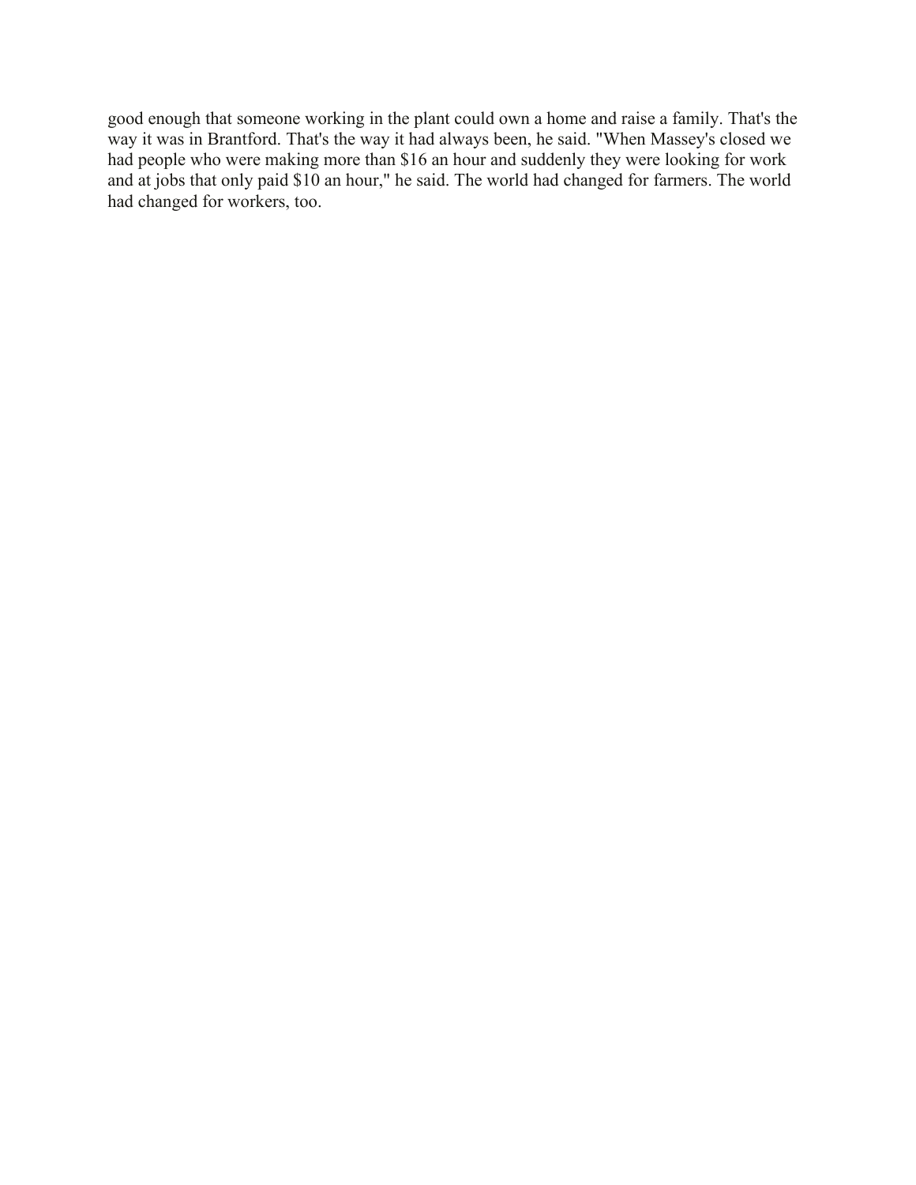good enough that someone working in the plant could own a home and raise a family. That's the way it was in Brantford. That's the way it had always been, he said. "When Massey's closed we had people who were making more than $16 an hour and suddenly they were looking for work and at jobs that only paid $10 an hour," he said. The world had changed for farmers. The world had changed for workers, too.